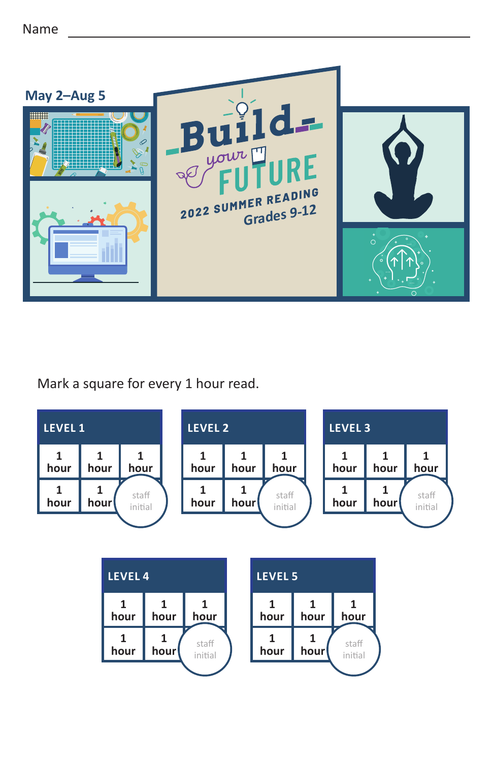Name ______________________________

May 2–Aug 5

# Build your FUTURE

2022 SUMMER READING
Grades 9-12

Mark a square for every 1 hour read.

| LEVEL 1 | | |
| --- | --- | --- |
| 1 hour | 1 hour | 1 hour |
| 1 hour | 1 hour | staff initial |

| LEVEL 2 | | |
| --- | --- | --- |
| 1 hour | 1 hour | 1 hour |
| 1 hour | 1 hour | staff initial |

| LEVEL 3 | | |
| --- | --- | --- |
| 1 hour | 1 hour | 1 hour |
| 1 hour | 1 hour | staff initial |

| LEVEL 4 | | |
| --- | --- | --- |
| 1 hour | 1 hour | 1 hour |
| 1 hour | 1 hour | staff initial |

| LEVEL 5 | | |
| --- | --- | --- |
| 1 hour | 1 hour | 1 hour |
| 1 hour | 1 hour | staff initial |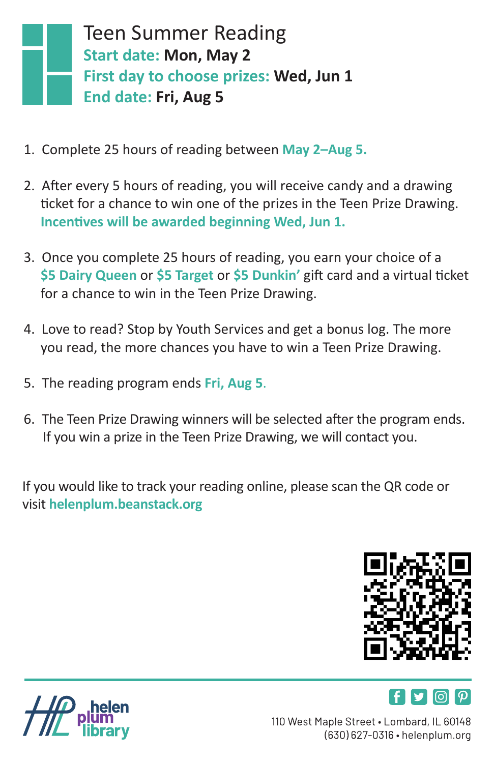# Teen Summer Reading

**Start date: Mon, May 2**
**First day to choose prizes: Wed, Jun 1**
**End date: Fri, Aug 5**

1. Complete 25 hours of reading between **May 2–Aug 5.**
2. After every 5 hours of reading, you will receive candy and a drawing ticket for a chance to win one of the prizes in the Teen Prize Drawing. **Incentives will be awarded beginning Wed, Jun 1.**
3. Once you complete 25 hours of reading, you earn your choice of a **$5 Dairy Queen** or **$5 Target** or **$5 Dunkin'** gift card and a virtual ticket for a chance to win in the Teen Prize Drawing.
4. Love to read? Stop by Youth Services and get a bonus log. The more you read, the more chances you have to win a Teen Prize Drawing.
5. The reading program ends **Fri, Aug 5**.
6. The Teen Prize Drawing winners will be selected after the program ends. If you win a prize in the Teen Prize Drawing, we will contact you.

If you would like to track your reading online, please scan the QR code or visit **helenplum.beanstack.org**

helen plum library

110 West Maple Street • Lombard, IL 60148
(630) 627-0316 • helenplum.org